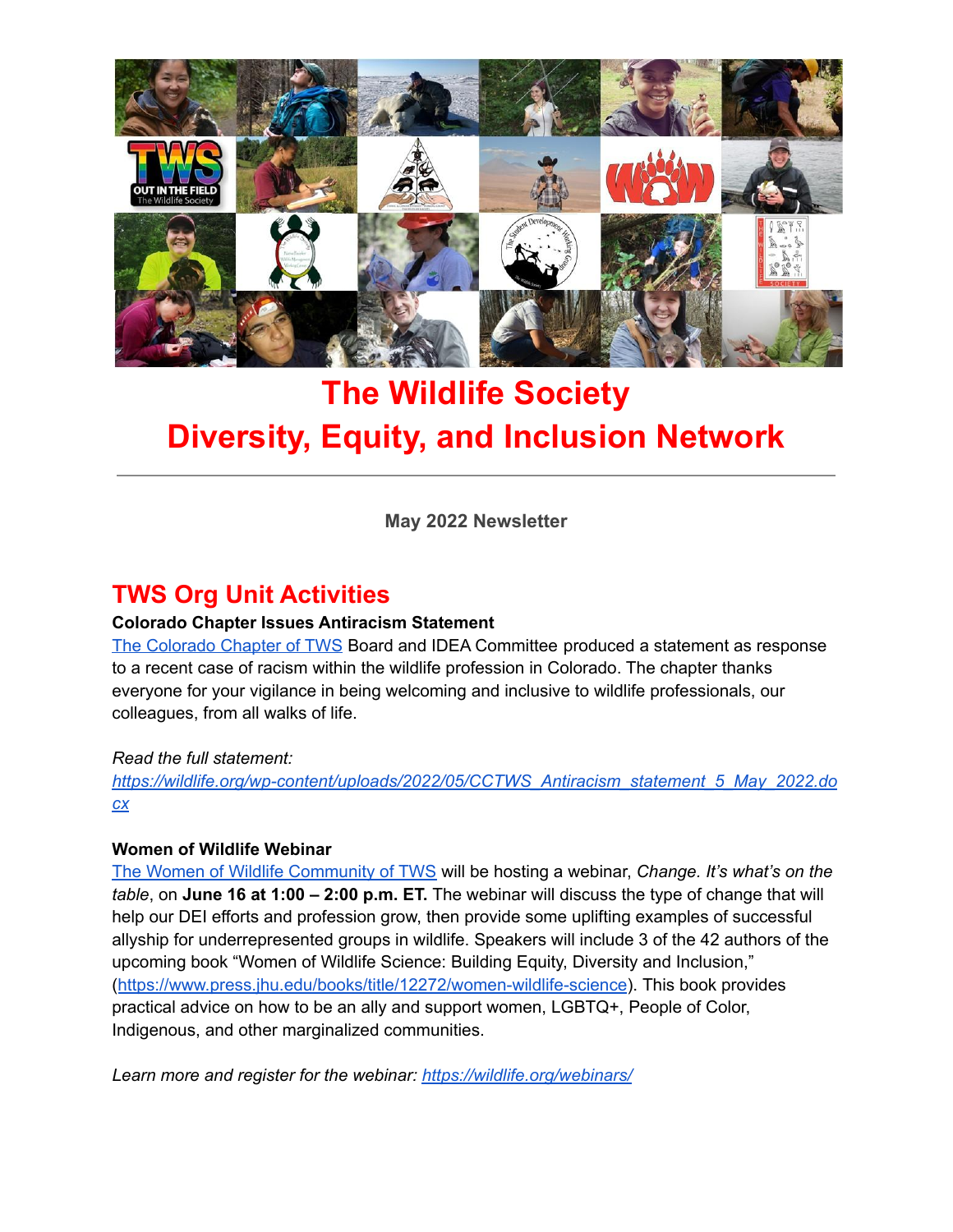# The Wildlife Society
# Diversity, Equity, and Inclusion Network

---

**May 2022 Newsletter**

## TWS Org Unit Activities

**Colorado Chapter Issues Antiracism Statement**

The Colorado Chapter of TWS Board and IDEA Committee produced a statement as response to a recent case of racism within the wildlife profession in Colorado. The chapter thanks everyone for your vigilance in being welcoming and inclusive to wildlife professionals, our colleagues, from all walks of life.

*Read the full statement:*
*https://wildlife.org/wp-content/uploads/2022/05/CCTWS_Antiracism_statement_5_May_2022.docx*

**Women of Wildlife Webinar**

The Women of Wildlife Community of TWS will be hosting a webinar, *Change. It's what's on the table*, on **June 16 at 1:00 – 2:00 p.m. ET.** The webinar will discuss the type of change that will help our DEI efforts and profession grow, then provide some uplifting examples of successful allyship for underrepresented groups in wildlife. Speakers will include 3 of the 42 authors of the upcoming book "Women of Wildlife Science: Building Equity, Diversity and Inclusion," (https://www.press.jhu.edu/books/title/12272/women-wildlife-science). This book provides practical advice on how to be an ally and support women, LGBTQ+, People of Color, Indigenous, and other marginalized communities.

*Learn more and register for the webinar: https://wildlife.org/webinars/*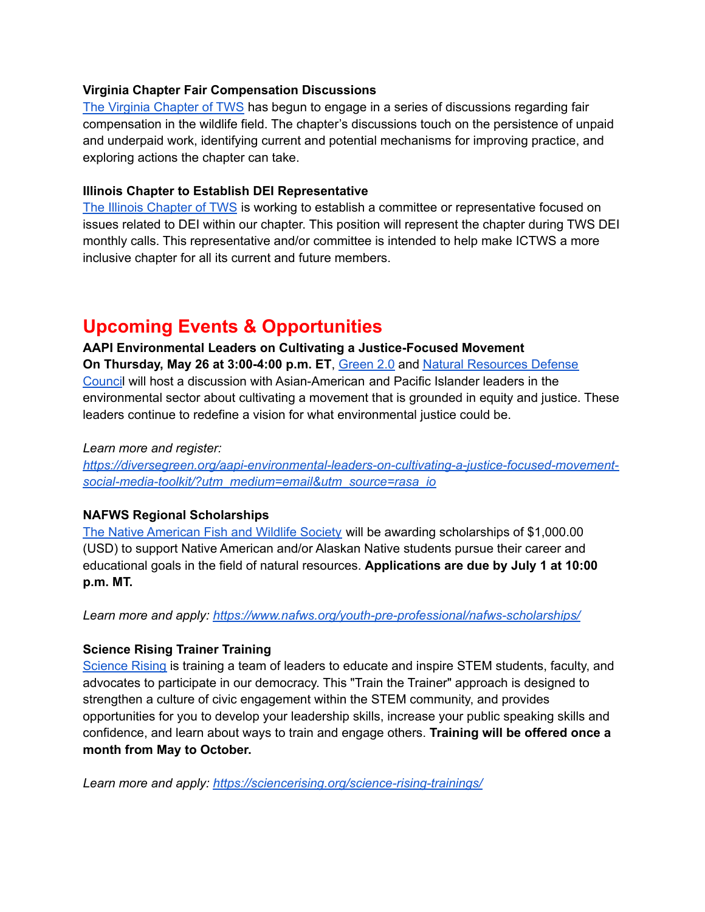**Virginia Chapter Fair Compensation Discussions**

[The Virginia Chapter of TWS](#) has begun to engage in a series of discussions regarding fair compensation in the wildlife field. The chapter's discussions touch on the persistence of unpaid and underpaid work, identifying current and potential mechanisms for improving practice, and exploring actions the chapter can take.

**Illinois Chapter to Establish DEI Representative**

[The Illinois Chapter of TWS](#) is working to establish a committee or representative focused on issues related to DEI within our chapter. This position will represent the chapter during TWS DEI monthly calls. This representative and/or committee is intended to help make ICTWS a more inclusive chapter for all its current and future members.

## Upcoming Events & Opportunities

**AAPI Environmental Leaders on Cultivating a Justice-Focused Movement**

**On Thursday, May 26 at 3:00-4:00 p.m. ET**, Green 2.0 and Natural Resources Defense Council will host a discussion with Asian-American and Pacific Islander leaders in the environmental sector about cultivating a movement that is grounded in equity and justice. These leaders continue to redefine a vision for what environmental justice could be.

*Learn more and register:*
*https://diversegreen.org/aapi-environmental-leaders-on-cultivating-a-justice-focused-movement-social-media-toolkit/?utm_medium=email&utm_source=rasa_io*

**NAFWS Regional Scholarships**

The Native American Fish and Wildlife Society will be awarding scholarships of $1,000.00 (USD) to support Native American and/or Alaskan Native students pursue their career and educational goals in the field of natural resources. **Applications are due by July 1 at 10:00 p.m. MT.**

*Learn more and apply: https://www.nafws.org/youth-pre-professional/nafws-scholarships/*

**Science Rising Trainer Training**

Science Rising is training a team of leaders to educate and inspire STEM students, faculty, and advocates to participate in our democracy. This "Train the Trainer" approach is designed to strengthen a culture of civic engagement within the STEM community, and provides opportunities for you to develop your leadership skills, increase your public speaking skills and confidence, and learn about ways to train and engage others. **Training will be offered once a month from May to October.**

*Learn more and apply: https://sciencerising.org/science-rising-trainings/*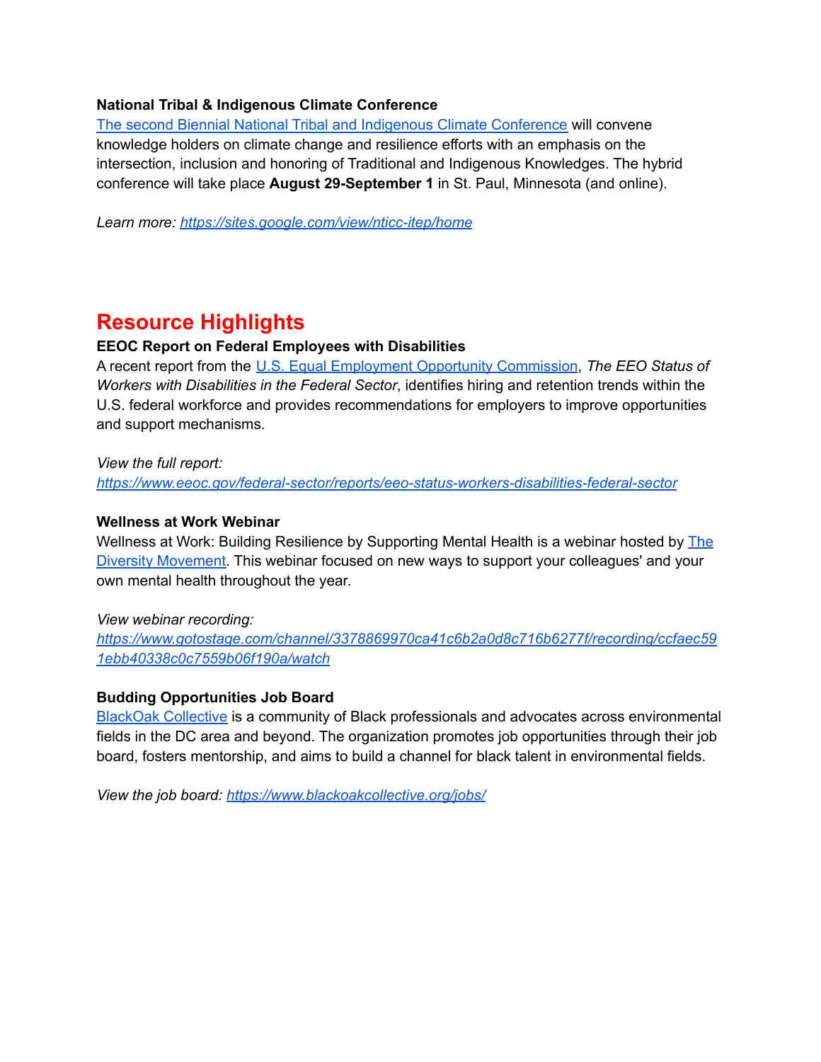**National Tribal & Indigenous Climate Conference**

[The second Biennial National Tribal and Indigenous Climate Conference](https://sites.google.com/view/nticc-itep/home) will convene knowledge holders on climate change and resilience efforts with an emphasis on the intersection, inclusion and honoring of Traditional and Indigenous Knowledges. The hybrid conference will take place **August 29-September 1** in St. Paul, Minnesota (and online).

*Learn more: [https://sites.google.com/view/nticc-itep/home](https://sites.google.com/view/nticc-itep/home)*

## Resource Highlights

**EEOC Report on Federal Employees with Disabilities**

A recent report from the [U.S. Equal Employment Opportunity Commission](https://www.eeoc.gov), *The EEO Status of Workers with Disabilities in the Federal Sector*, identifies hiring and retention trends within the U.S. federal workforce and provides recommendations for employers to improve opportunities and support mechanisms.

*View the full report:*
*[https://www.eeoc.gov/federal-sector/reports/eeo-status-workers-disabilities-federal-sector](https://www.eeoc.gov/federal-sector/reports/eeo-status-workers-disabilities-federal-sector)*

**Wellness at Work Webinar**

Wellness at Work: Building Resilience by Supporting Mental Health is a webinar hosted by [The Diversity Movement](https://www.thediversitymovement.com). This webinar focused on new ways to support your colleagues' and your own mental health throughout the year.

*View webinar recording:*
*[https://www.gotostage.com/channel/3378869970ca41c6b2a0d8c716b6277f/recording/ccfaec591ebb40338c0c7559b06f190a/watch](https://www.gotostage.com/channel/3378869970ca41c6b2a0d8c716b6277f/recording/ccfaec591ebb40338c0c7559b06f190a/watch)*

**Budding Opportunities Job Board**

[BlackOak Collective](https://www.blackoakcollective.org) is a community of Black professionals and advocates across environmental fields in the DC area and beyond. The organization promotes job opportunities through their job board, fosters mentorship, and aims to build a channel for black talent in environmental fields.

*View the job board: [https://www.blackoakcollective.org/jobs/](https://www.blackoakcollective.org/jobs/)*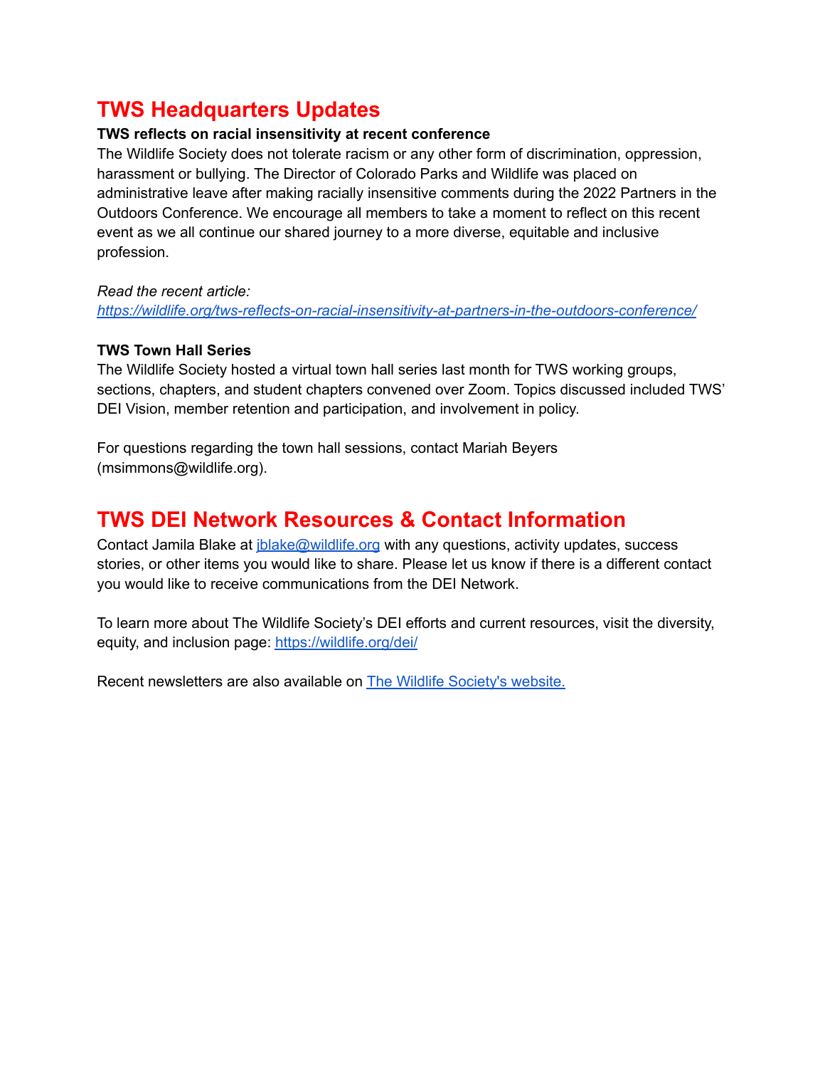# TWS Headquarters Updates

**TWS reflects on racial insensitivity at recent conference**

The Wildlife Society does not tolerate racism or any other form of discrimination, oppression, harassment or bullying. The Director of Colorado Parks and Wildlife was placed on administrative leave after making racially insensitive comments during the 2022 Partners in the Outdoors Conference. We encourage all members to take a moment to reflect on this recent event as we all continue our shared journey to a more diverse, equitable and inclusive profession.

*Read the recent article:*
*[https://wildlife.org/tws-reflects-on-racial-insensitivity-at-partners-in-the-outdoors-conference/](https://wildlife.org/tws-reflects-on-racial-insensitivity-at-partners-in-the-outdoors-conference/)*

**TWS Town Hall Series**

The Wildlife Society hosted a virtual town hall series last month for TWS working groups, sections, chapters, and student chapters convened over Zoom. Topics discussed included TWS' DEI Vision, member retention and participation, and involvement in policy.

For questions regarding the town hall sessions, contact Mariah Beyers (msimmons@wildlife.org).

# TWS DEI Network Resources & Contact Information

Contact Jamila Blake at [jblake@wildlife.org](mailto:jblake@wildlife.org) with any questions, activity updates, success stories, or other items you would like to share. Please let us know if there is a different contact you would like to receive communications from the DEI Network.

To learn more about The Wildlife Society's DEI efforts and current resources, visit the diversity, equity, and inclusion page: [https://wildlife.org/dei/](https://wildlife.org/dei/)

Recent newsletters are also available on The Wildlife Society's website.